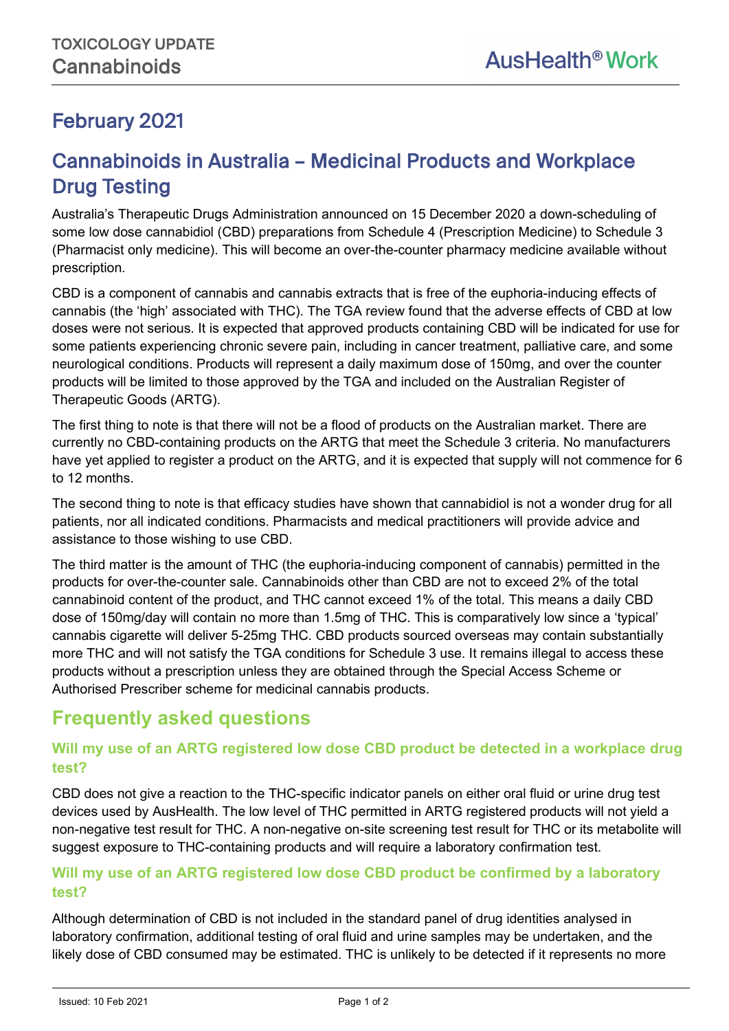TOXICOLOGY UPDATE
Cannabinoids

AusHealth® Work

## February 2021

# Cannabinoids in Australia – Medicinal Products and Workplace Drug Testing

Australia's Therapeutic Drugs Administration announced on 15 December 2020 a down-scheduling of some low dose cannabidiol (CBD) preparations from Schedule 4 (Prescription Medicine) to Schedule 3 (Pharmacist only medicine). This will become an over-the-counter pharmacy medicine available without prescription.

CBD is a component of cannabis and cannabis extracts that is free of the euphoria-inducing effects of cannabis (the 'high' associated with THC). The TGA review found that the adverse effects of CBD at low doses were not serious. It is expected that approved products containing CBD will be indicated for use for some patients experiencing chronic severe pain, including in cancer treatment, palliative care, and some neurological conditions. Products will represent a daily maximum dose of 150mg, and over the counter products will be limited to those approved by the TGA and included on the Australian Register of Therapeutic Goods (ARTG).

The first thing to note is that there will not be a flood of products on the Australian market. There are currently no CBD-containing products on the ARTG that meet the Schedule 3 criteria. No manufacturers have yet applied to register a product on the ARTG, and it is expected that supply will not commence for 6 to 12 months.

The second thing to note is that efficacy studies have shown that cannabidiol is not a wonder drug for all patients, nor all indicated conditions. Pharmacists and medical practitioners will provide advice and assistance to those wishing to use CBD.

The third matter is the amount of THC (the euphoria-inducing component of cannabis) permitted in the products for over-the-counter sale. Cannabinoids other than CBD are not to exceed 2% of the total cannabinoid content of the product, and THC cannot exceed 1% of the total. This means a daily CBD dose of 150mg/day will contain no more than 1.5mg of THC. This is comparatively low since a 'typical' cannabis cigarette will deliver 5-25mg THC. CBD products sourced overseas may contain substantially more THC and will not satisfy the TGA conditions for Schedule 3 use. It remains illegal to access these products without a prescription unless they are obtained through the Special Access Scheme or Authorised Prescriber scheme for medicinal cannabis products.

## Frequently asked questions

### Will my use of an ARTG registered low dose CBD product be detected in a workplace drug test?

CBD does not give a reaction to the THC-specific indicator panels on either oral fluid or urine drug test devices used by AusHealth. The low level of THC permitted in ARTG registered products will not yield a non-negative test result for THC. A non-negative on-site screening test result for THC or its metabolite will suggest exposure to THC-containing products and will require a laboratory confirmation test.

### Will my use of an ARTG registered low dose CBD product be confirmed by a laboratory test?

Although determination of CBD is not included in the standard panel of drug identities analysed in laboratory confirmation, additional testing of oral fluid and urine samples may be undertaken, and the likely dose of CBD consumed may be estimated. THC is unlikely to be detected if it represents no more

Issued: 10 Feb 2021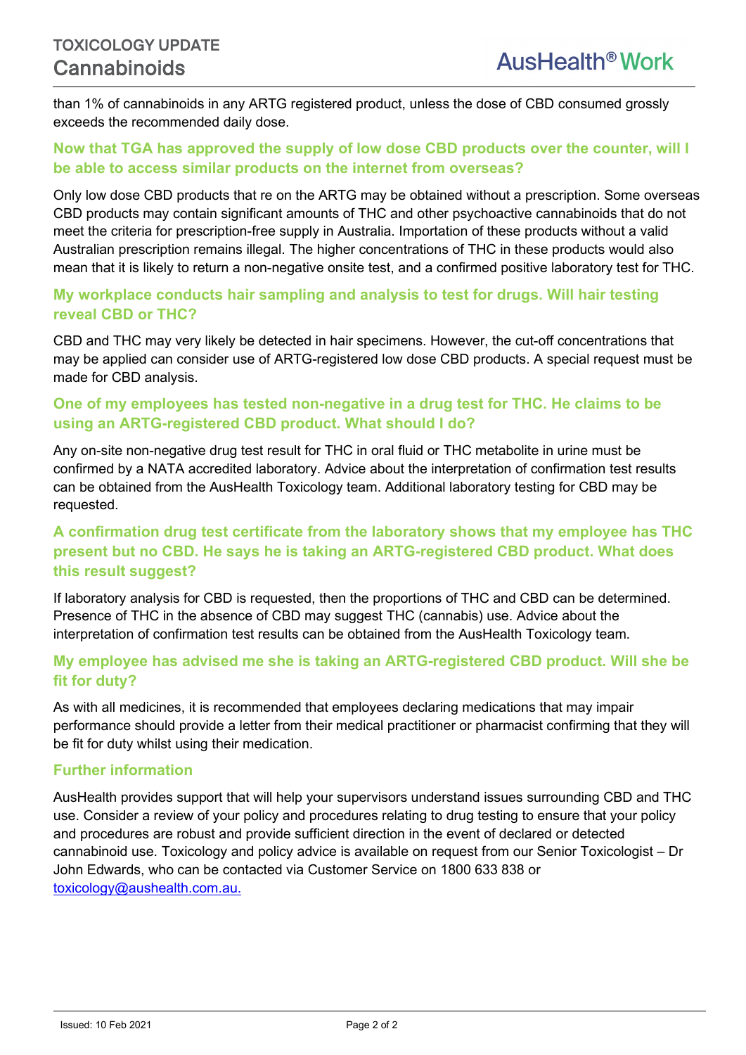than 1% of cannabinoids in any ARTG registered product, unless the dose of CBD consumed grossly exceeds the recommended daily dose.

### Now that TGA has approved the supply of low dose CBD products over the counter, will I be able to access similar products on the internet from overseas?

Only low dose CBD products that re on the ARTG may be obtained without a prescription. Some overseas CBD products may contain significant amounts of THC and other psychoactive cannabinoids that do not meet the criteria for prescription-free supply in Australia. Importation of these products without a valid Australian prescription remains illegal. The higher concentrations of THC in these products would also mean that it is likely to return a non-negative onsite test, and a confirmed positive laboratory test for THC.

### My workplace conducts hair sampling and analysis to test for drugs. Will hair testing reveal CBD or THC?

CBD and THC may very likely be detected in hair specimens. However, the cut-off concentrations that may be applied can consider use of ARTG-registered low dose CBD products. A special request must be made for CBD analysis.

### One of my employees has tested non-negative in a drug test for THC. He claims to be using an ARTG-registered CBD product. What should I do?

Any on-site non-negative drug test result for THC in oral fluid or THC metabolite in urine must be confirmed by a NATA accredited laboratory. Advice about the interpretation of confirmation test results can be obtained from the AusHealth Toxicology team. Additional laboratory testing for CBD may be requested.

### A confirmation drug test certificate from the laboratory shows that my employee has THC present but no CBD. He says he is taking an ARTG-registered CBD product. What does this result suggest?

If laboratory analysis for CBD is requested, then the proportions of THC and CBD can be determined. Presence of THC in the absence of CBD may suggest THC (cannabis) use. Advice about the interpretation of confirmation test results can be obtained from the AusHealth Toxicology team.

### My employee has advised me she is taking an ARTG-registered CBD product. Will she be fit for duty?

As with all medicines, it is recommended that employees declaring medications that may impair performance should provide a letter from their medical practitioner or pharmacist confirming that they will be fit for duty whilst using their medication.

### Further information

AusHealth provides support that will help your supervisors understand issues surrounding CBD and THC use. Consider a review of your policy and procedures relating to drug testing to ensure that your policy and procedures are robust and provide sufficient direction in the event of declared or detected cannabinoid use. Toxicology and policy advice is available on request from our Senior Toxicologist – Dr John Edwards, who can be contacted via Customer Service on 1800 633 838 or toxicology@aushealth.com.au.

Issued: 10 Feb 2021